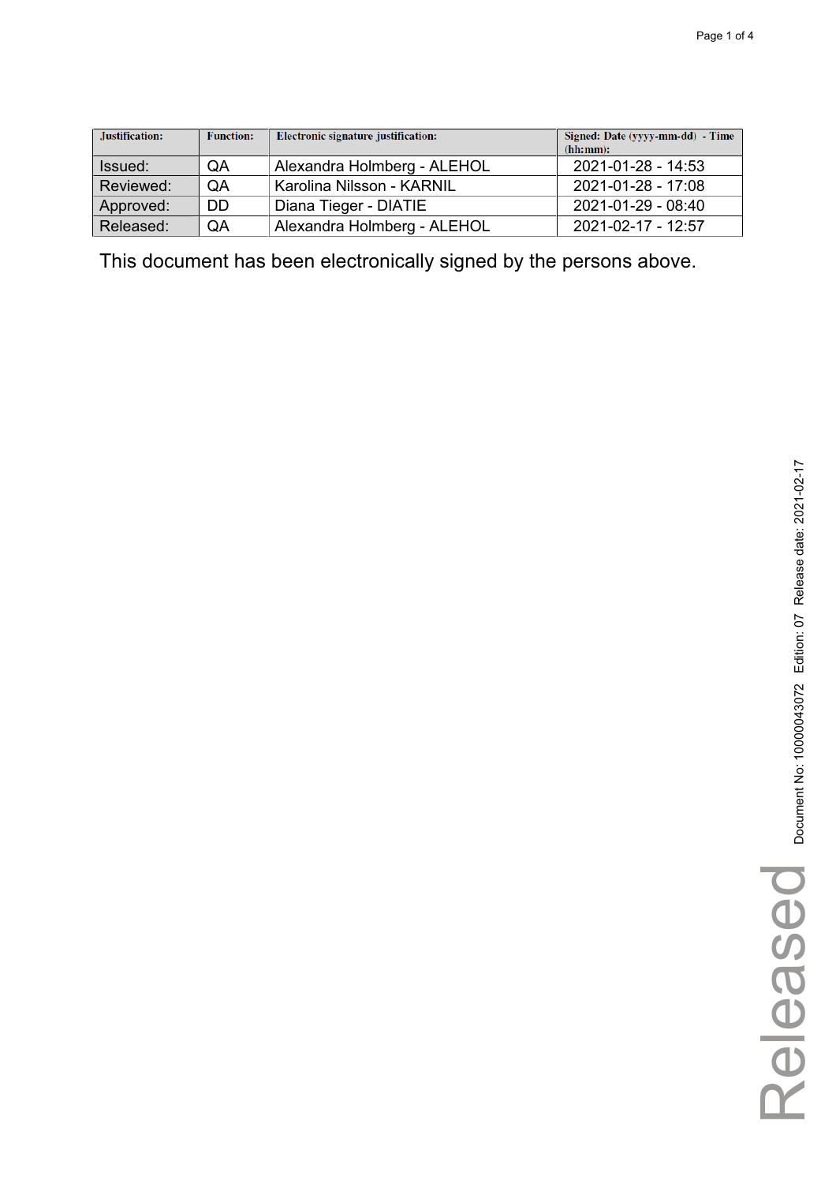| Justification: | Function: | Electronic signature justification: | Signed: Date (yyyy-mm-dd) - Time (hh:mm): |
|---|---|---|---|
| Issued: | QA | Alexandra Holmberg - ALEHOL | 2021-01-28 - 14:53 |
| Reviewed: | QA | Karolina Nilsson - KARNIL | 2021-01-28 - 17:08 |
| Approved: | DD | Diana Tieger - DIATIE | 2021-01-29 - 08:40 |
| Released: | QA | Alexandra Holmberg - ALEHOL | 2021-02-17 - 12:57 |

This document has been electronically signed by the persons above.

Document No: 10000043072 Edition: 07 Release date: 2021-02-17

Released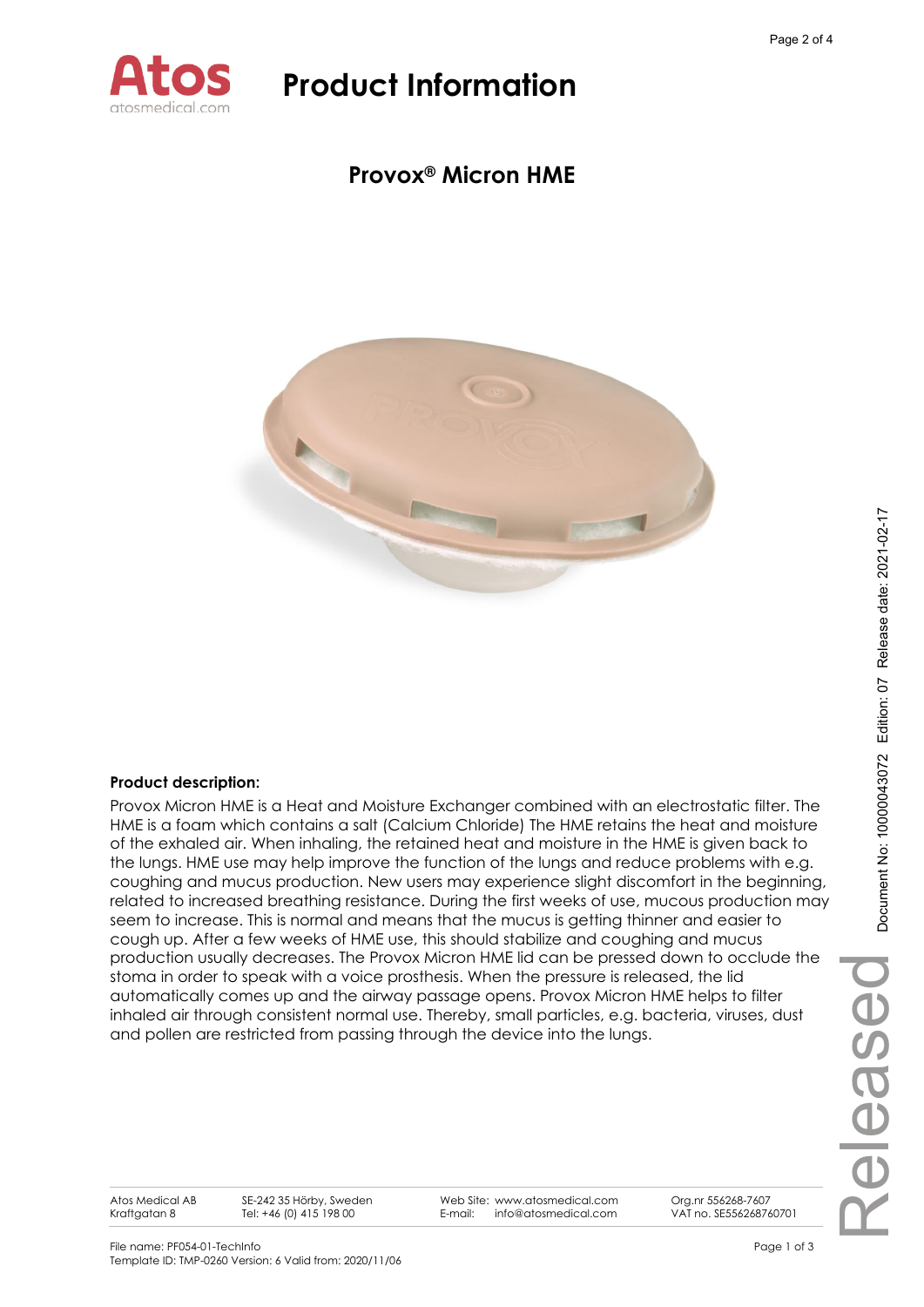# Product Information

## Provox® Micron HME

**Product description:**

Provox Micron HME is a Heat and Moisture Exchanger combined with an electrostatic filter. The HME is a foam which contains a salt (Calcium Chloride) The HME retains the heat and moisture of the exhaled air. When inhaling, the retained heat and moisture in the HME is given back to the lungs. HME use may help improve the function of the lungs and reduce problems with e.g. coughing and mucus production. New users may experience slight discomfort in the beginning, related to increased breathing resistance. During the first weeks of use, mucous production may seem to increase. This is normal and means that the mucus is getting thinner and easier to cough up. After a few weeks of HME use, this should stabilize and coughing and mucus production usually decreases. The Provox Micron HME lid can be pressed down to occlude the stoma in order to speak with a voice prosthesis. When the pressure is released, the lid automatically comes up and the airway passage opens. Provox Micron HME helps to filter inhaled air through consistent normal use. Thereby, small particles, e.g. bacteria, viruses, dust and pollen are restricted from passing through the device into the lungs.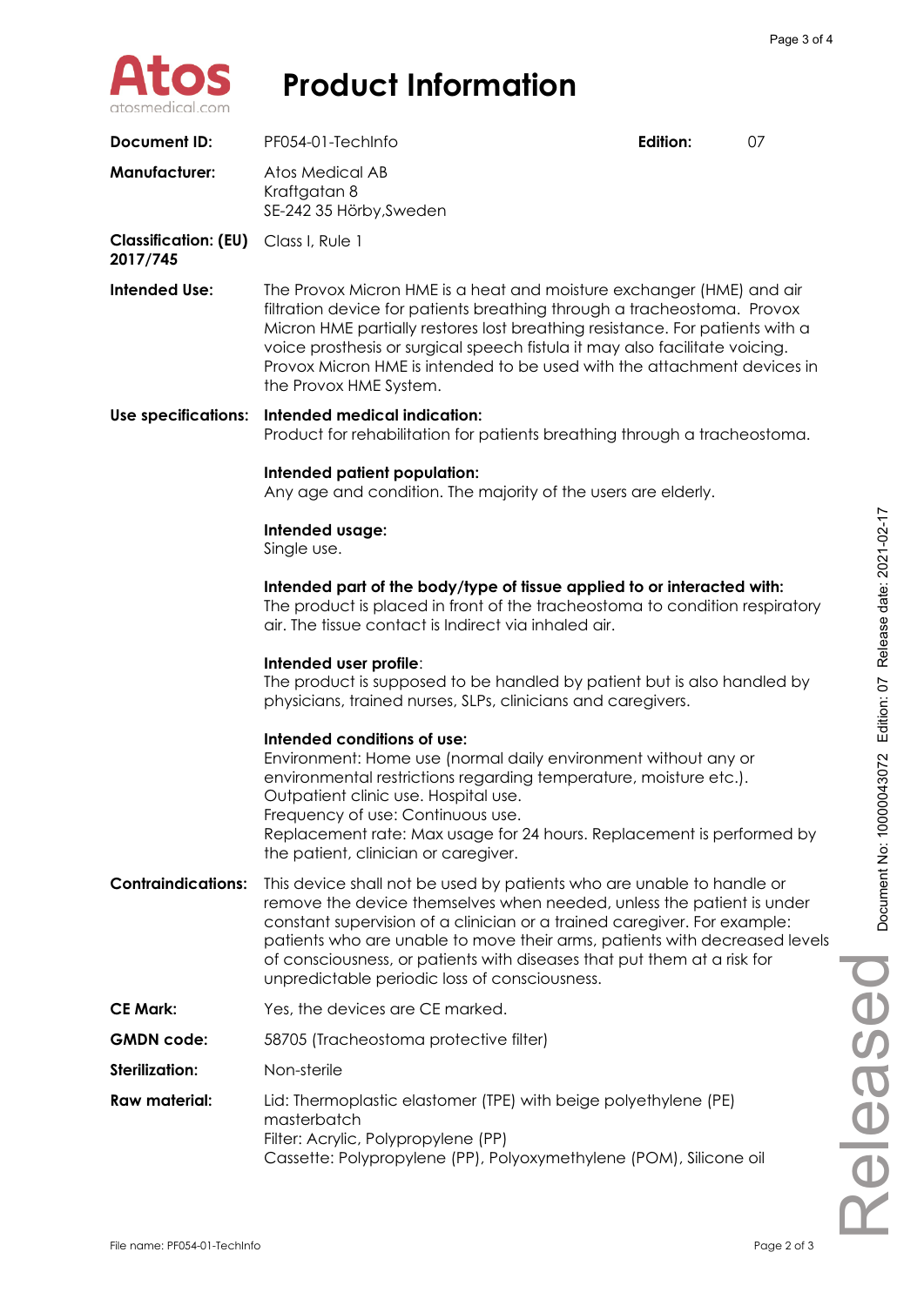# Product Information

| | | | |
|---|---|---|---|
| **Document ID:** | PF054-01-TechInfo | **Edition:** | 07 |

**Manufacturer:** Atos Medical AB
Kraftgatan 8
SE-242 35 Hörby,Sweden

**Classification: (EU) 2017/745** Class I, Rule 1

**Intended Use:** The Provox Micron HME is a heat and moisture exchanger (HME) and air filtration device for patients breathing through a tracheostoma. Provox Micron HME partially restores lost breathing resistance. For patients with a voice prosthesis or surgical speech fistula it may also facilitate voicing. Provox Micron HME is intended to be used with the attachment devices in the Provox HME System.

**Use specifications:**

**Intended medical indication:**
Product for rehabilitation for patients breathing through a tracheostoma.

**Intended patient population:**
Any age and condition. The majority of the users are elderly.

**Intended usage:**
Single use.

**Intended part of the body/type of tissue applied to or interacted with:**
The product is placed in front of the tracheostoma to condition respiratory air. The tissue contact is Indirect via inhaled air.

**Intended user profile**:
The product is supposed to be handled by patient but is also handled by physicians, trained nurses, SLPs, clinicians and caregivers.

**Intended conditions of use:**
Environment: Home use (normal daily environment without any or environmental restrictions regarding temperature, moisture etc.).
Outpatient clinic use. Hospital use.
Frequency of use: Continuous use.
Replacement rate: Max usage for 24 hours. Replacement is performed by the patient, clinician or caregiver.

**Contraindications:** This device shall not be used by patients who are unable to handle or remove the device themselves when needed, unless the patient is under constant supervision of a clinician or a trained caregiver. For example: patients who are unable to move their arms, patients with decreased levels of consciousness, or patients with diseases that put them at a risk for unpredictable periodic loss of consciousness.

**CE Mark:** Yes, the devices are CE marked.

**GMDN code:** 58705 (Tracheostoma protective filter)

**Sterilization:** Non-sterile

**Raw material:** Lid: Thermoplastic elastomer (TPE) with beige polyethylene (PE) masterbatch
Filter: Acrylic, Polypropylene (PP)
Cassette: Polypropylene (PP), Polyoxymethylene (POM), Silicone oil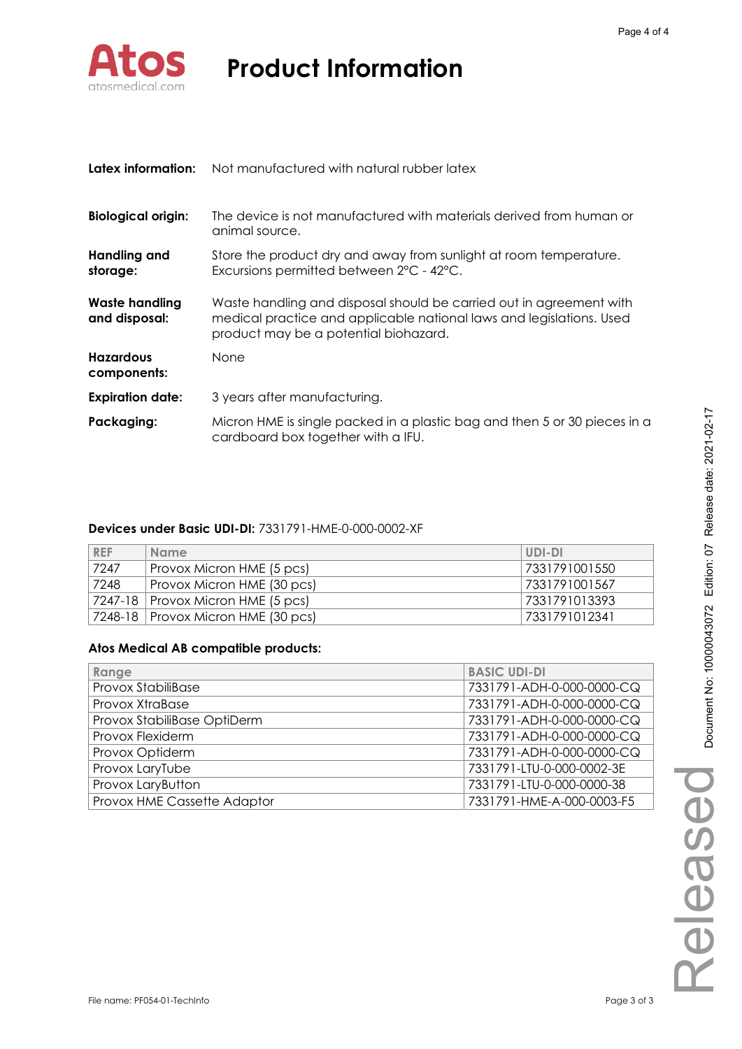# Product Information

| | |
|---|---|
| **Latex information:** | Not manufactured with natural rubber latex |
| **Biological origin:** | The device is not manufactured with materials derived from human or animal source. |
| **Handling and storage:** | Store the product dry and away from sunlight at room temperature. Excursions permitted between 2°C - 42°C. |
| **Waste handling and disposal:** | Waste handling and disposal should be carried out in agreement with medical practice and applicable national laws and legislations. Used product may be a potential biohazard. |
| **Hazardous components:** | None |
| **Expiration date:** | 3 years after manufacturing. |
| **Packaging:** | Micron HME is single packed in a plastic bag and then 5 or 30 pieces in a cardboard box together with a IFU. |

**Devices under Basic UDI-DI:** 7331791-HME-0-000-0002-XF

| REF | Name | UDI-DI |
|---|---|---|
| 7247 | Provox Micron HME (5 pcs) | 7331791001550 |
| 7248 | Provox Micron HME (30 pcs) | 7331791001567 |
| 7247-18 | Provox Micron HME (5 pcs) | 7331791013393 |
| 7248-18 | Provox Micron HME (30 pcs) | 7331791012341 |

**Atos Medical AB compatible products**:

| Range | BASIC UDI-DI |
|---|---|
| Provox StabiliBase | 7331791-ADH-0-000-0000-CQ |
| Provox XtraBase | 7331791-ADH-0-000-0000-CQ |
| Provox StabiliBase OptiDerm | 7331791-ADH-0-000-0000-CQ |
| Provox Flexiderm | 7331791-ADH-0-000-0000-CQ |
| Provox Optiderm | 7331791-ADH-0-000-0000-CQ |
| Provox LaryTube | 7331791-LTU-0-000-0002-3E |
| Provox LaryButton | 7331791-LTU-0-000-0000-38 |
| Provox HME Cassette Adaptor | 7331791-HME-A-000-0003-F5 |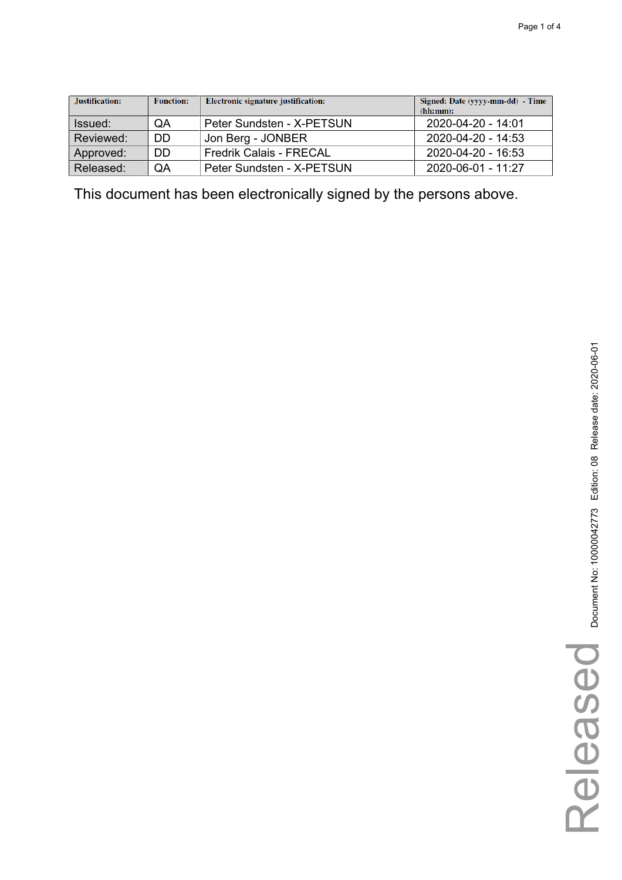| Justification: | Function: | Electronic signature justification: | Signed: Date (yyyy-mm-dd) - Time (hh:mm): |
| --- | --- | --- | --- |
| Issued: | QA | Peter Sundsten - X-PETSUN | 2020-04-20 - 14:01 |
| Reviewed: | DD | Jon Berg - JONBER | 2020-04-20 - 14:53 |
| Approved: | DD | Fredrik Calais - FRECAL | 2020-04-20 - 16:53 |
| Released: | QA | Peter Sundsten - X-PETSUN | 2020-06-01 - 11:27 |

This document has been electronically signed by the persons above.

Document No: 10000042773 Edition: 08 Release date: 2020-06-01

Released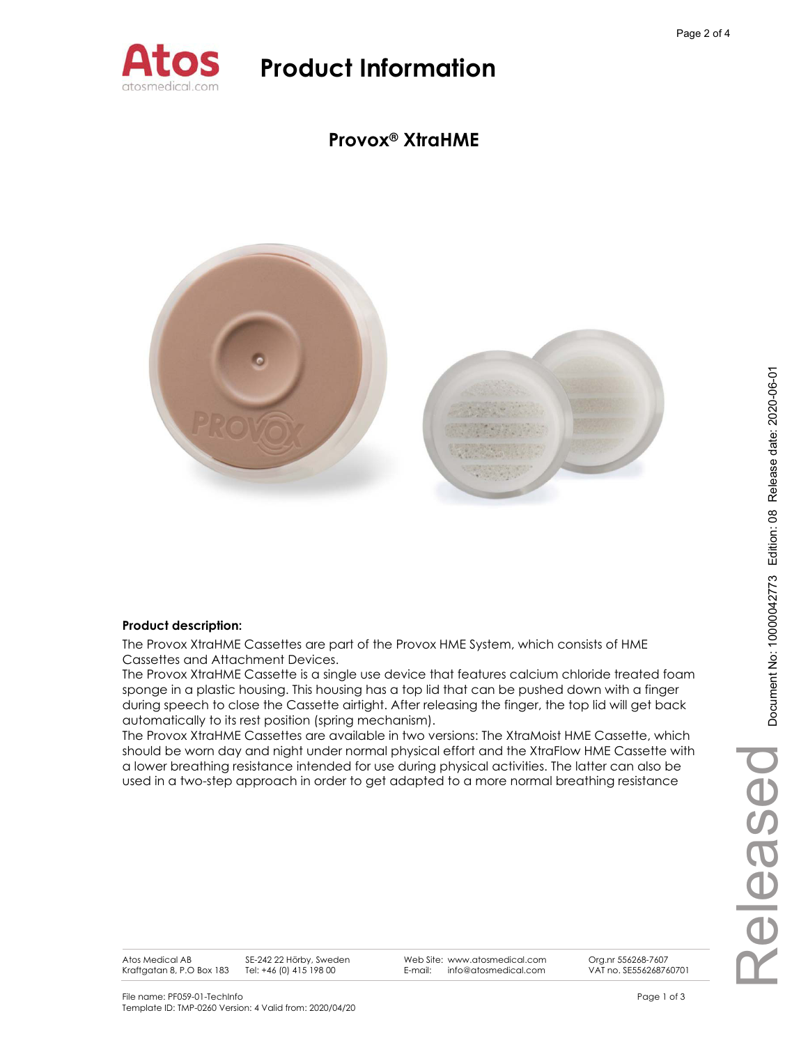# Product Information

## Provox® XtraHME

**Product description:**

The Provox XtraHME Cassettes are part of the Provox HME System, which consists of HME Cassettes and Attachment Devices.

The Provox XtraHME Cassette is a single use device that features calcium chloride treated foam sponge in a plastic housing. This housing has a top lid that can be pushed down with a finger during speech to close the Cassette airtight. After releasing the finger, the top lid will get back automatically to its rest position (spring mechanism).

The Provox XtraHME Cassettes are available in two versions: The XtraMoist HME Cassette, which should be worn day and night under normal physical effort and the XtraFlow HME Cassette with a lower breathing resistance intended for use during physical activities. The latter can also be used in a two-step approach in order to get adapted to a more normal breathing resistance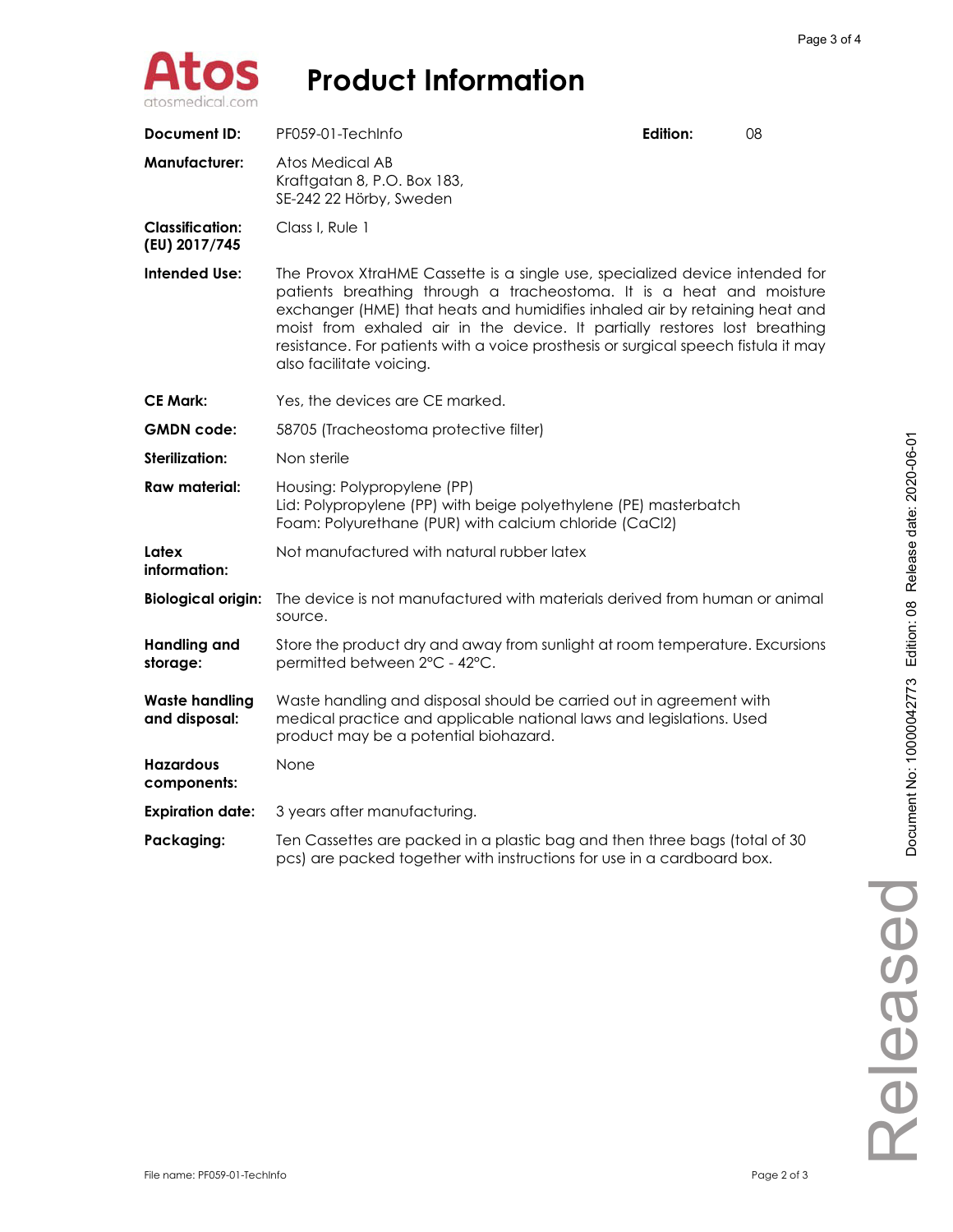# Product Information

| | | | |
|---|---|---|---|
| **Document ID:** | PF059-01-TechInfo | **Edition:** | 08 |
| **Manufacturer:** | Atos Medical AB<br>Kraftgatan 8, P.O. Box 183,<br>SE-242 22 Hörby, Sweden | | |
| **Classification: (EU) 2017/745** | Class I, Rule 1 | | |
| **Intended Use:** | The Provox XtraHME Cassette is a single use, specialized device intended for patients breathing through a tracheostoma. It is a heat and moisture exchanger (HME) that heats and humidifies inhaled air by retaining heat and moist from exhaled air in the device. It partially restores lost breathing resistance. For patients with a voice prosthesis or surgical speech fistula it may also facilitate voicing. | | |
| **CE Mark:** | Yes, the devices are CE marked. | | |
| **GMDN code:** | 58705 (Tracheostoma protective filter) | | |
| **Sterilization:** | Non sterile | | |
| **Raw material:** | Housing: Polypropylene (PP)<br>Lid: Polypropylene (PP) with beige polyethylene (PE) masterbatch<br>Foam: Polyurethane (PUR) with calcium chloride ($CaCl_2$) | | |
| **Latex information:** | Not manufactured with natural rubber latex | | |
| **Biological origin:** | The device is not manufactured with materials derived from human or animal source. | | |
| **Handling and storage:** | Store the product dry and away from sunlight at room temperature. Excursions permitted between 2°C - 42°C. | | |
| **Waste handling and disposal:** | Waste handling and disposal should be carried out in agreement with medical practice and applicable national laws and legislations. Used product may be a potential biohazard. | | |
| **Hazardous components:** | None | | |
| **Expiration date:** | 3 years after manufacturing. | | |
| **Packaging:** | Ten Cassettes are packed in a plastic bag and then three bags (total of 30 pcs) are packed together with instructions for use in a cardboard box. | | |

Document No: 1000004273 Edition: 08 Release date: 2020-06-01

Released

File name: PF059-01-TechInfo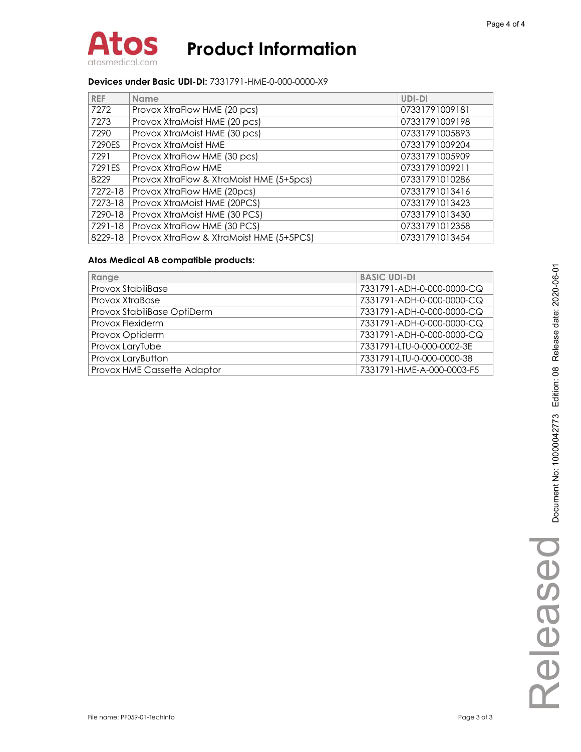# Product Information

**Devices under Basic UDI-DI:** 7331791-HME-0-000-0000-X9

| REF | Name | UDI-DI |
|---|---|---|
| 7272 | Provox XtraFlow HME (20 pcs) | 07331791009181 |
| 7273 | Provox XtraMoist HME (20 pcs) | 07331791009198 |
| 7290 | Provox XtraMoist HME (30 pcs) | 07331791005893 |
| 7290ES | Provox XtraMoist HME | 07331791009204 |
| 7291 | Provox XtraFlow HME (30 pcs) | 07331791005909 |
| 7291ES | Provox XtraFlow HME | 07331791009211 |
| 8229 | Provox XtraFlow & XtraMoist HME (5+5pcs) | 07331791010286 |
| 7272-18 | Provox XtraFlow HME (20pcs) | 07331791013416 |
| 7273-18 | Provox XtraMoist HME (20PCS) | 07331791013423 |
| 7290-18 | Provox XtraMoist HME (30 PCS) | 07331791013430 |
| 7291-18 | Provox XtraFlow HME (30 PCS) | 07331791012358 |
| 8229-18 | Provox XtraFlow & XtraMoist HME (5+5PCS) | 07331791013454 |

**Atos Medical AB compatible products:**

| Range | BASIC UDI-DI |
|---|---|
| Provox StabiliBase | 7331791-ADH-0-000-0000-CQ |
| Provox XtraBase | 7331791-ADH-0-000-0000-CQ |
| Provox StabiliBase OptiDerm | 7331791-ADH-0-000-0000-CQ |
| Provox Flexiderm | 7331791-ADH-0-000-0000-CQ |
| Provox Optiderm | 7331791-ADH-0-000-0000-CQ |
| Provox LaryTube | 7331791-LTU-0-000-0002-3E |
| Provox LaryButton | 7331791-LTU-0-000-0000-38 |
| Provox HME Cassette Adaptor | 7331791-HME-A-000-0003-F5 |

Document No: 10000042773 Edition: 08 Release date: 2020-06-01

Released

File name: PF059-01-TechInfo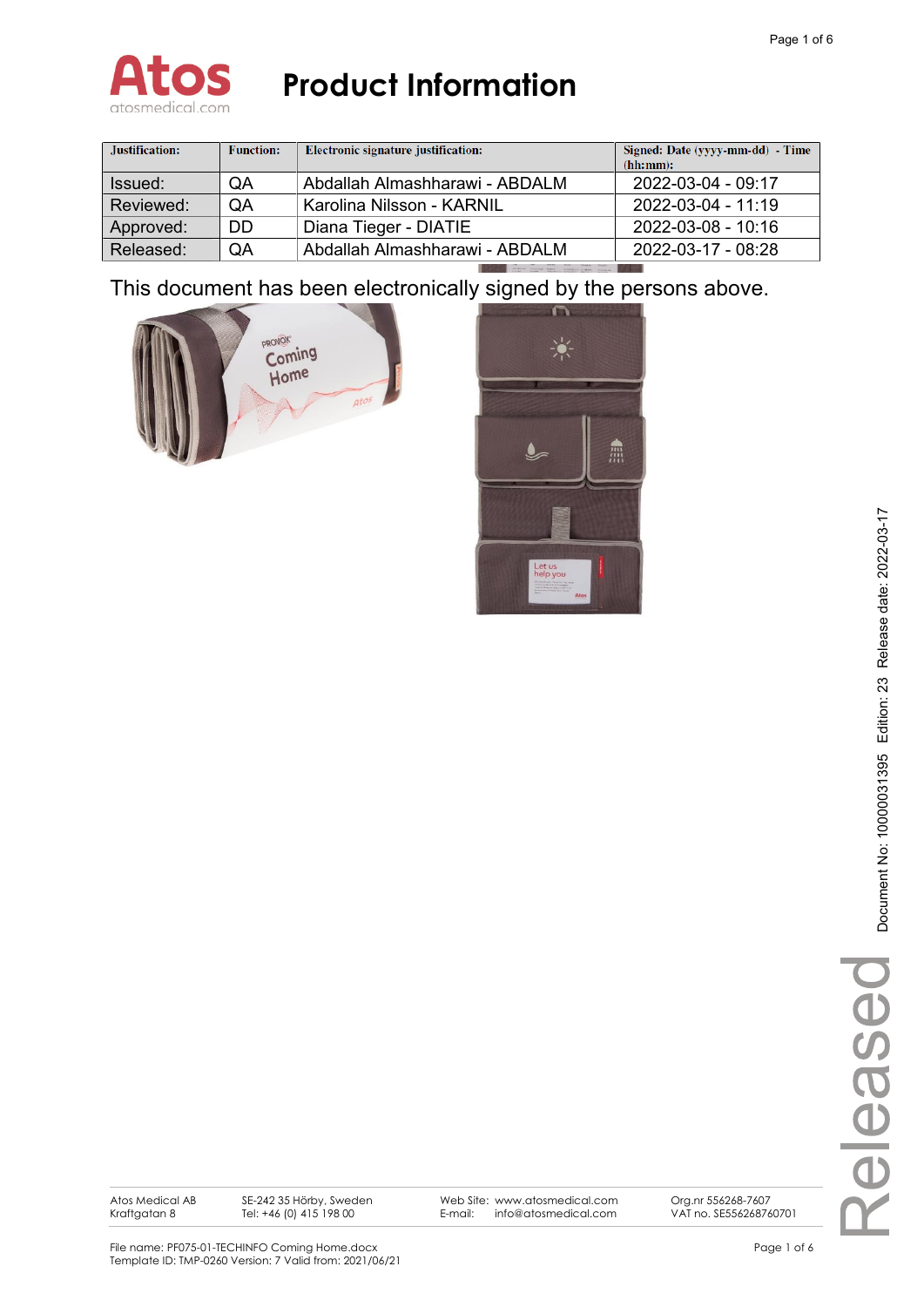# Product Information

| Justification: | Function: | Electronic signature justification: | Signed: Date (yyyy-mm-dd) - Time (hh:mm): |
|---|---|---|---|
| Issued: | QA | Abdallah Almashharawi - ABDALM | 2022-03-04 - 09:17 |
| Reviewed: | QA | Karolina Nilsson - KARNIL | 2022-03-04 - 11:19 |
| Approved: | DD | Diana Tieger - DIATIE | 2022-03-08 - 10:16 |
| Released: | QA | Abdallah Almashharawi - ABDALM | 2022-03-17 - 08:28 |

This document has been electronically signed by the persons above.

Document No: 10000031395 Edition: 23 Release date: 2022-03-17

Released

Atos Medical AB
Kraftgatan 8

SE-242 35 Hörby, Sweden
Tel: +46 (0) 415 198 00

Web Site: www.atosmedical.com
E-mail: info@atosmedical.com

Org.nr 556268-7607
VAT no. SE556268760701

File name: PF075-01-TECHINFO Coming Home.docx
Template ID: TMP-0260 Version: 7 Valid from: 2021/06/21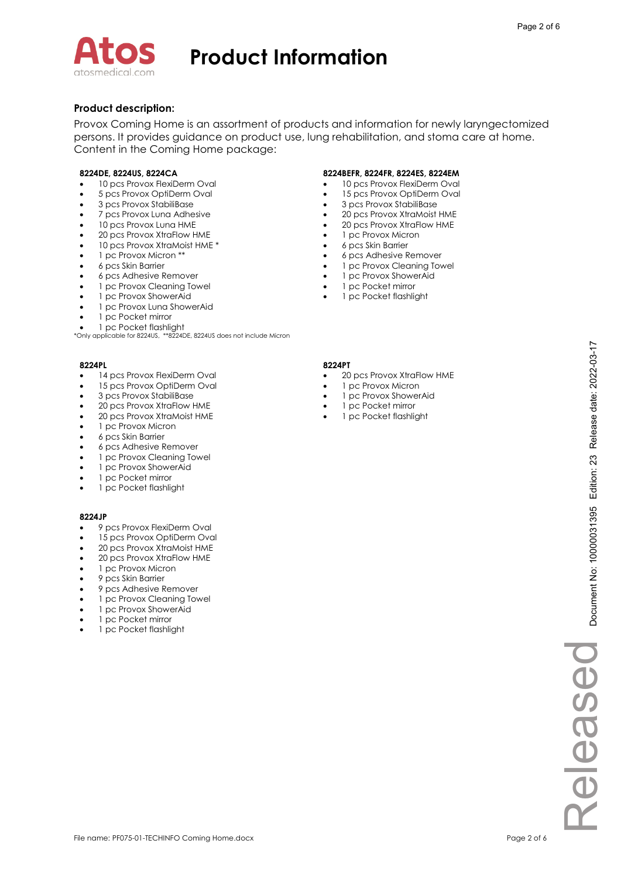## Product Information

**Product description:**

Provox Coming Home is an assortment of products and information for newly laryngectomized persons. It provides guidance on product use, lung rehabilitation, and stoma care at home. Content in the Coming Home package:

**8224DE, 8224US, 8224CA**

- 10 pcs Provox FlexiDerm Oval
- 5 pcs Provox OptiDerm Oval
- 3 pcs Provox StabiliBase
- 7 pcs Provox Luna Adhesive
- 10 pcs Provox Luna HME
- 20 pcs Provox XtraFlow HME
- 10 pcs Provox XtraMoist HME *
- 1 pc Provox Micron **
- 6 pcs Skin Barrier
- 6 pcs Adhesive Remover
- 1 pc Provox Cleaning Towel
- 1 pc Provox ShowerAid
- 1 pc Provox Luna ShowerAid
- 1 pc Pocket mirror
- 1 pc Pocket flashlight

*Only applicable for 8224US, **8224DE, 8224US does not include Micron

**8224BEFR, 8224FR, 8224ES, 8224EM**

- 10 pcs Provox FlexiDerm Oval
- 15 pcs Provox OptiDerm Oval
- 3 pcs Provox StabiliBase
- 20 pcs Provox XtraMoist HME
- 20 pcs Provox XtraFlow HME
- 1 pc Provox Micron
- 6 pcs Skin Barrier
- 6 pcs Adhesive Remover
- 1 pc Provox Cleaning Towel
- 1 pc Provox ShowerAid
- 1 pc Pocket mirror
- 1 pc Pocket flashlight

**8224PL**

- 14 pcs Provox FlexiDerm Oval
- 15 pcs Provox OptiDerm Oval
- 3 pcs Provox StabiliBase
- 20 pcs Provox XtraFlow HME
- 20 pcs Provox XtraMoist HME
- 1 pc Provox Micron
- 6 pcs Skin Barrier
- 6 pcs Adhesive Remover
- 1 pc Provox Cleaning Towel
- 1 pc Provox ShowerAid
- 1 pc Pocket mirror
- 1 pc Pocket flashlight

**8224PT**

- 20 pcs Provox XtraFlow HME
- 1 pc Provox Micron
- 1 pc Provox ShowerAid
- 1 pc Pocket mirror
- 1 pc Pocket flashlight

**8224JP**

- 9 pcs Provox FlexiDerm Oval
- 15 pcs Provox OptiDerm Oval
- 20 pcs Provox XtraMoist HME
- 20 pcs Provox XtraFlow HME
- 1 pc Provox Micron
- 9 pcs Skin Barrier
- 9 pcs Adhesive Remover
- 1 pc Provox Cleaning Towel
- 1 pc Provox ShowerAid
- 1 pc Pocket mirror
- 1 pc Pocket flashlight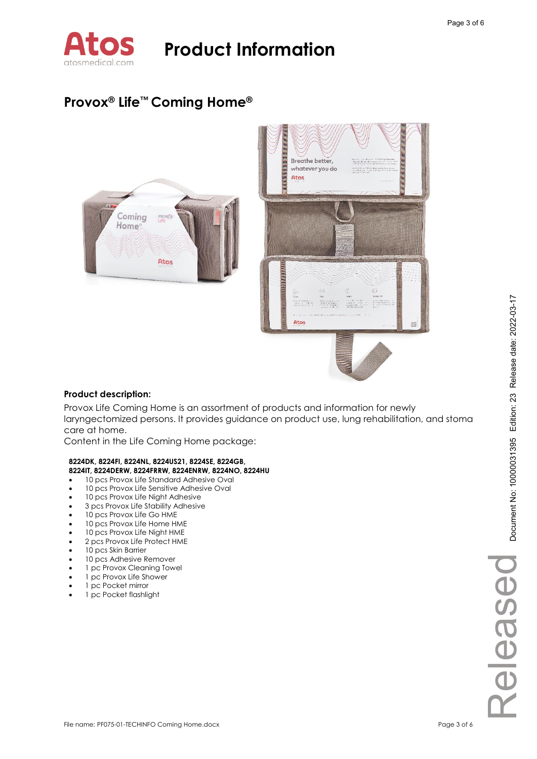# Product Information

## Provox® Life™ Coming Home®

### Product description:

Provox Life Coming Home is an assortment of products and information for newly laryngectomized persons. It provides guidance on product use, lung rehabilitation, and stoma care at home.
Content in the Life Coming Home package:

**8224DK, 8224FI, 8224NL, 8224US21, 8224SE, 8224GB, 8224IT, 8224DERW, 8224FRRW, 8224ENRW, 8224NO, 8224HU**

- 10 pcs Provox Life Standard Adhesive Oval
- 10 pcs Provox Life Sensitive Adhesive Oval
- 10 pcs Provox Life Night Adhesive
- 3 pcs Provox Life Stability Adhesive
- 10 pcs Provox Life Go HME
- 10 pcs Provox Life Home HME
- 10 pcs Provox Life Night HME
- 2 pcs Provox Life Protect HME
- 10 pcs Skin Barrier
- 10 pcs Adhesive Remover
- 1 pc Provox Cleaning Towel
- 1 pc Provox Life Shower
- 1 pc Pocket mirror
- 1 pc Pocket flashlight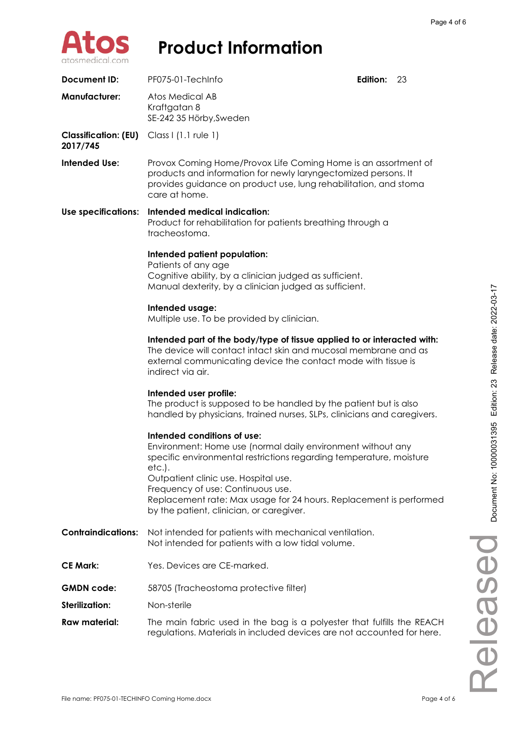# Product Information

| | |
|---|---|
| **Document ID:** | PF075-01-TechInfo **Edition:** 23 |
| **Manufacturer:** | Atos Medical AB<br>Kraftgatan 8<br>SE-242 35 Hörby,Sweden |
| **Classification: (EU) 2017/745** | Class I (1.1 rule 1) |
| **Intended Use:** | Provox Coming Home/Provox Life Coming Home is an assortment of products and information for newly laryngectomized persons. It provides guidance on product use, lung rehabilitation, and stoma care at home. |
| **Use specifications:** | **Intended medical indication:**<br>Product for rehabilitation for patients breathing through a tracheostoma.<br><br>**Intended patient population:**<br>Patients of any age<br>Cognitive ability, by a clinician judged as sufficient.<br>Manual dexterity, by a clinician judged as sufficient.<br><br>**Intended usage:**<br>Multiple use. To be provided by clinician.<br><br>**Intended part of the body/type of tissue applied to or interacted with:**<br>The device will contact intact skin and mucosal membrane and as external communicating device the contact mode with tissue is indirect via air.<br><br>**Intended user profile:**<br>The product is supposed to be handled by the patient but is also handled by physicians, trained nurses, SLPs, clinicians and caregivers.<br><br>**Intended conditions of use:**<br>Environment: Home use (normal daily environment without any specific environmental restrictions regarding temperature, moisture etc.).<br>Outpatient clinic use. Hospital use.<br>Frequency of use: Continuous use.<br>Replacement rate: Max usage for 24 hours. Replacement is performed by the patient, clinician, or caregiver. |
| **Contraindications:** | Not intended for patients with mechanical ventilation.<br>Not intended for patients with a low tidal volume. |
| **CE Mark:** | Yes. Devices are CE-marked. |
| **GMDN code:** | 58705 (Tracheostoma protective filter) |
| **Sterilization:** | Non-sterile |
| **Raw material:** | The main fabric used in the bag is a polyester that fulfills the REACH regulations. Materials in included devices are not accounted for here. |

Document No: 10000031395 Edition: 23 Release date: 2022-03-17

Released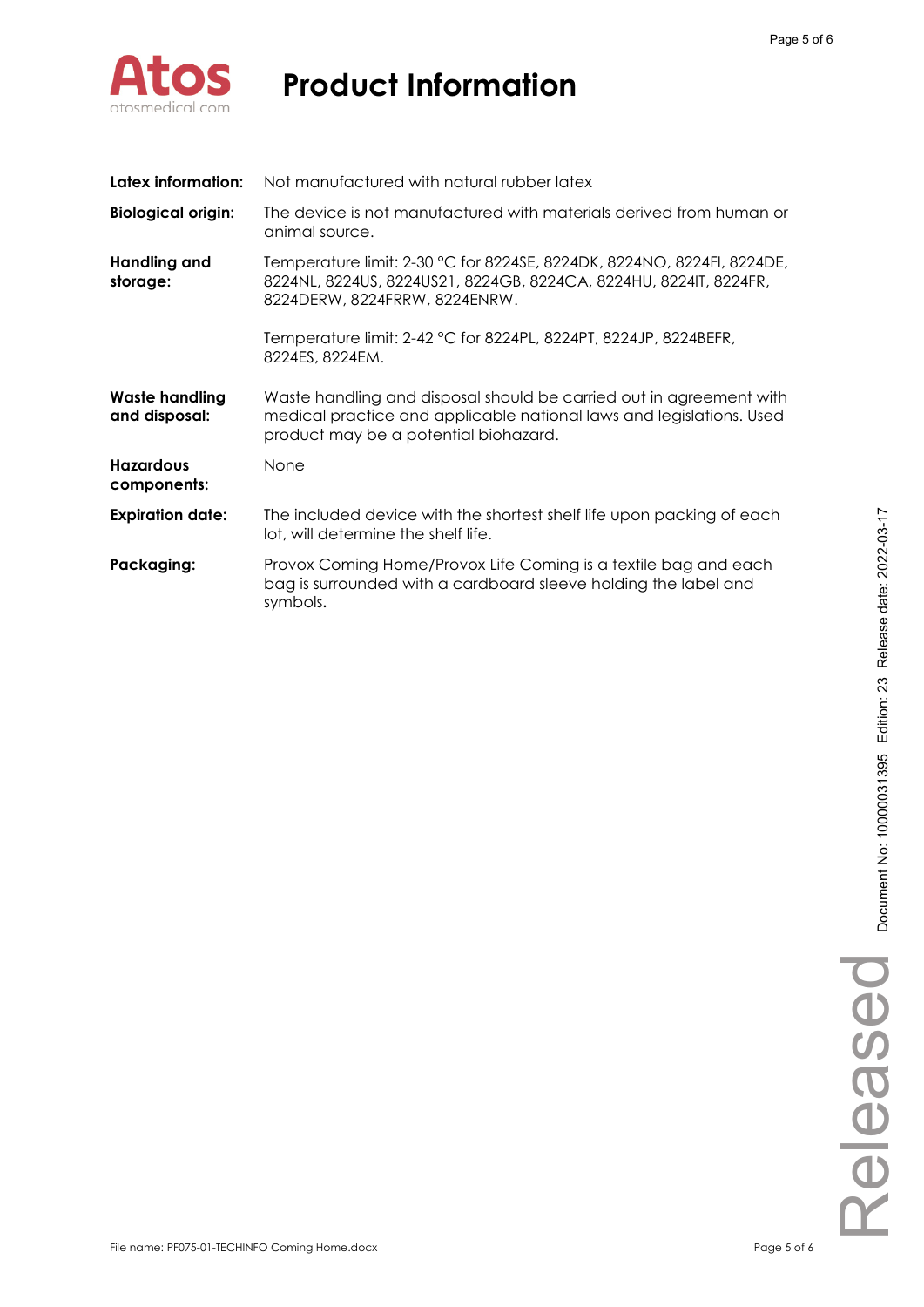| | |
|---|---|
| **Latex information:** | Not manufactured with natural rubber latex |
| **Biological origin:** | The device is not manufactured with materials derived from human or animal source. |
| **Handling and storage:** | Temperature limit: 2-30 °C for 8224SE, 8224DK, 8224NO, 8224FI, 8224DE, 8224NL, 8224US, 8224US21, 8224GB, 8224CA, 8224HU, 8224IT, 8224FR, 8224DERW, 8224FRRW, 8224ENRW.<br><br>Temperature limit: 2-42 °C for 8224PL, 8224PT, 8224JP, 8224BEFR, 8224ES, 8224EM. |
| **Waste handling and disposal:** | Waste handling and disposal should be carried out in agreement with medical practice and applicable national laws and legislations. Used product may be a potential biohazard. |
| **Hazardous components:** | None |
| **Expiration date:** | The included device with the shortest shelf life upon packing of each lot, will determine the shelf life. |
| **Packaging:** | Provox Coming Home/Provox Life Coming is a textile bag and each bag is surrounded with a cardboard sleeve holding the label and symbols**.** |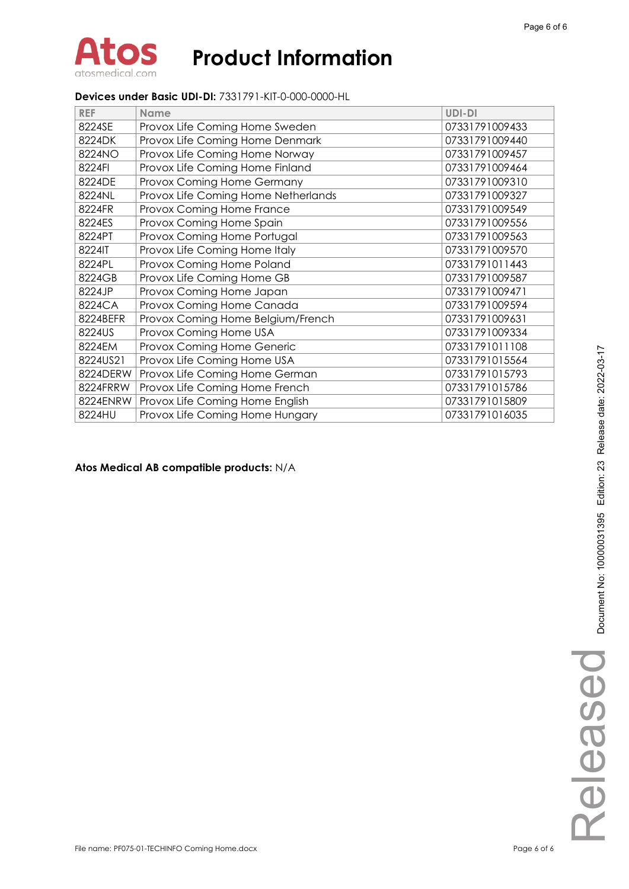**Devices under Basic UDI-DI:** 7331791-KIT-0-000-0000-HL

| REF | Name | UDI-DI |
|---|---|---|
| 8224SE | Provox Life Coming Home Sweden | 07331791009433 |
| 8224DK | Provox Life Coming Home Denmark | 07331791009440 |
| 8224NO | Provox Life Coming Home Norway | 07331791009457 |
| 8224FI | Provox Life Coming Home Finland | 07331791009464 |
| 8224DE | Provox Coming Home Germany | 07331791009310 |
| 8224NL | Provox Life Coming Home Netherlands | 07331791009327 |
| 8224FR | Provox Coming Home France | 07331791009549 |
| 8224ES | Provox Coming Home Spain | 07331791009556 |
| 8224PT | Provox Coming Home Portugal | 07331791009563 |
| 8224IT | Provox Life Coming Home Italy | 07331791009570 |
| 8224PL | Provox Coming Home Poland | 07331791011443 |
| 8224GB | Provox Life Coming Home GB | 07331791009587 |
| 8224JP | Provox Coming Home Japan | 07331791009471 |
| 8224CA | Provox Coming Home Canada | 07331791009594 |
| 8224BEFR | Provox Coming Home Belgium/French | 07331791009631 |
| 8224US | Provox Coming Home USA | 07331791009334 |
| 8224EM | Provox Coming Home Generic | 07331791011108 |
| 8224US21 | Provox Life Coming Home USA | 07331791015564 |
| 8224DERW | Provox Life Coming Home German | 07331791015793 |
| 8224FRRW | Provox Life Coming Home French | 07331791015786 |
| 8224ENRW | Provox Life Coming Home English | 07331791015809 |
| 8224HU | Provox Life Coming Home Hungary | 07331791016035 |

**Atos Medical AB compatible products:** N/A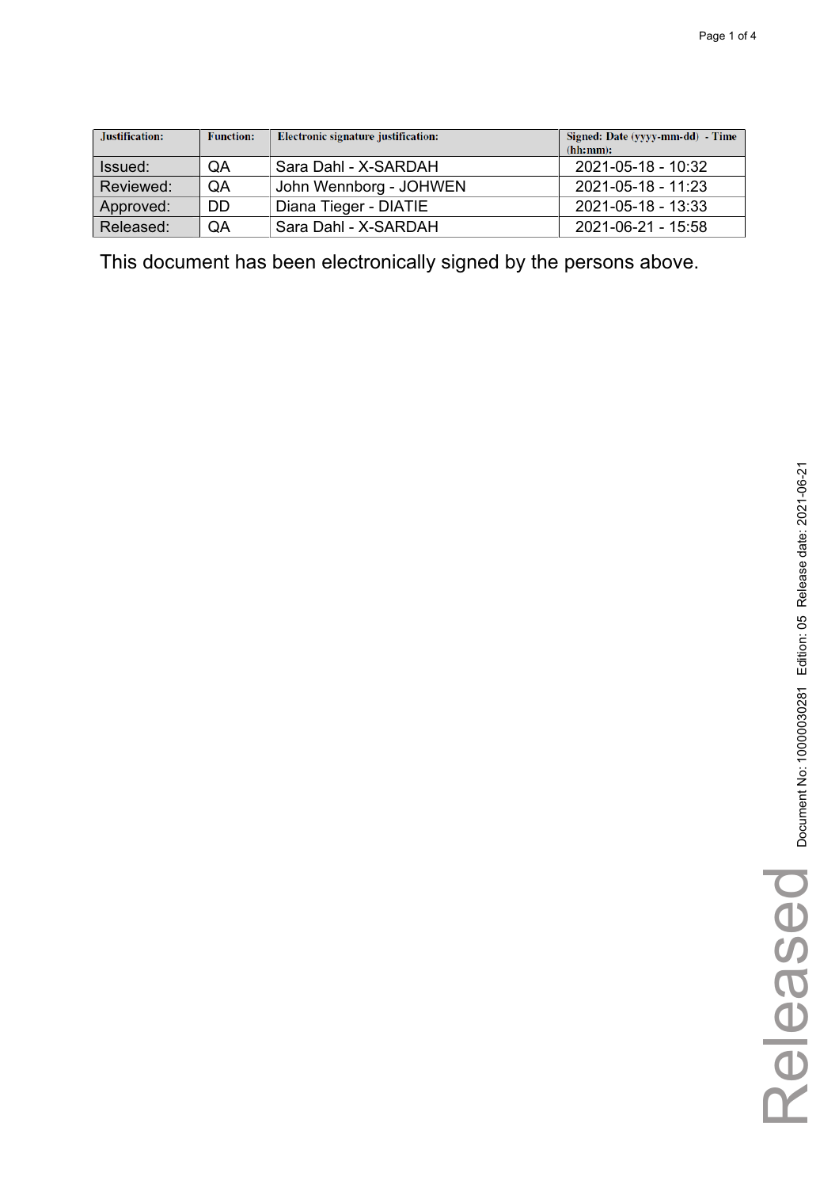| Justification: | Function: | Electronic signature justification: | Signed: Date (yyyy-mm-dd) - Time (hh:mm): |
|---|---|---|---|
| Issued: | QA | Sara Dahl - X-SARDAH | 2021-05-18 - 10:32 |
| Reviewed: | QA | John Wennborg - JOHWEN | 2021-05-18 - 11:23 |
| Approved: | DD | Diana Tieger - DIATIE | 2021-05-18 - 13:33 |
| Released: | QA | Sara Dahl - X-SARDAH | 2021-06-21 - 15:58 |

This document has been electronically signed by the persons above.

Document No: 10000030281 Edition: 05 Release date: 2021-06-21

Released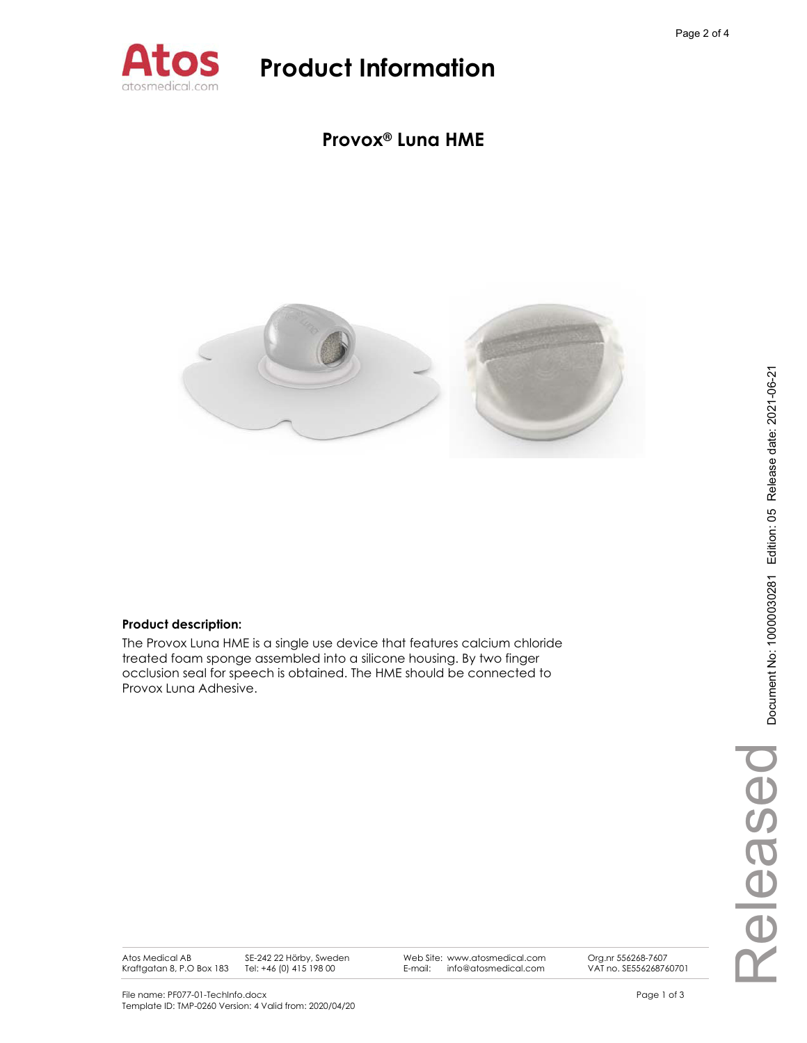# Product Information

## Provox® Luna HME

**Product description:**

The Provox Luna HME is a single use device that features calcium chloride treated foam sponge assembled into a silicone housing. By two finger occlusion seal for speech is obtained. The HME should be connected to Provox Luna Adhesive.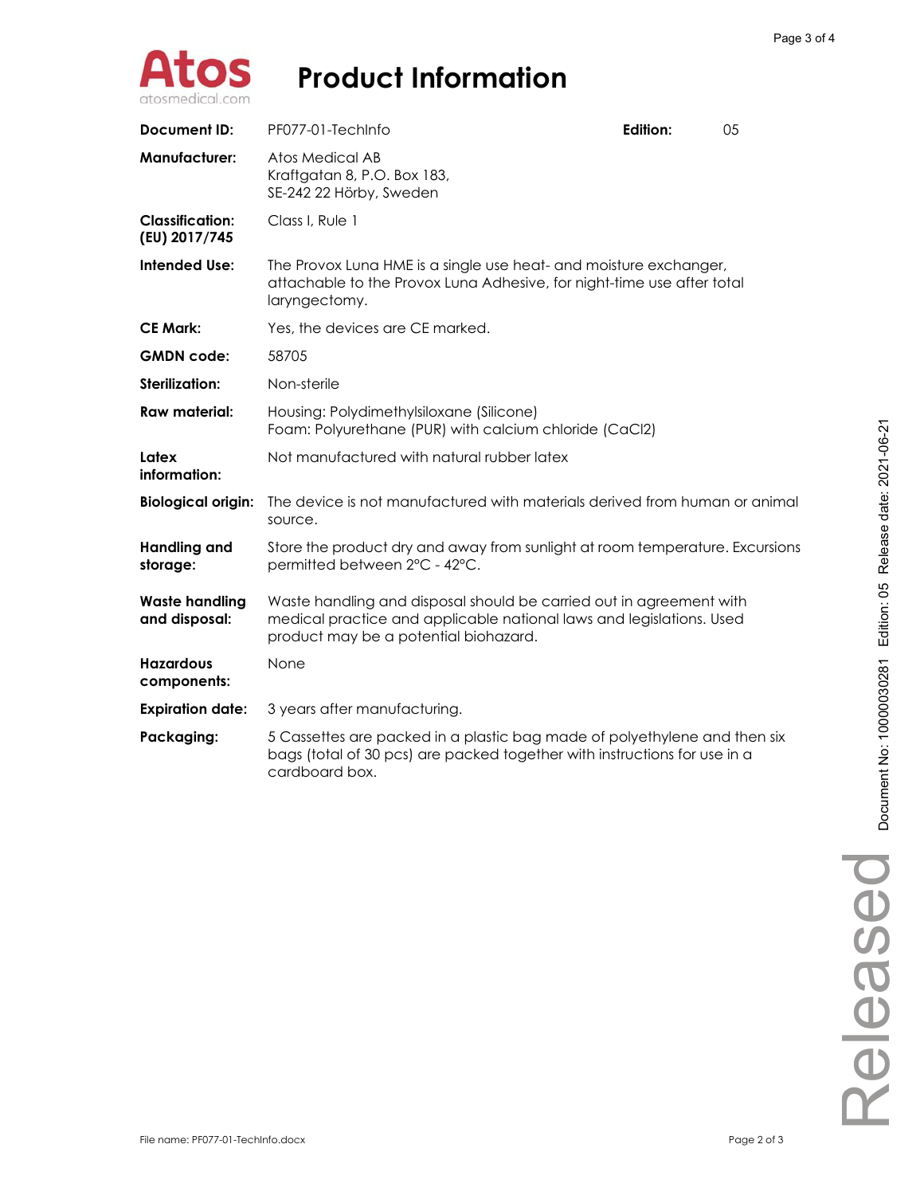# Product Information

| Document ID: | PF077-01-TechInfo | Edition: | 05 |
|---|---|---|---|
| **Manufacturer:** | Atos Medical AB<br>Kraftgatan 8, P.O. Box 183,<br>SE-242 22 Hörby, Sweden | | |
| **Classification: (EU) 2017/745** | Class I, Rule 1 | | |
| **Intended Use:** | The Provox Luna HME is a single use heat- and moisture exchanger, attachable to the Provox Luna Adhesive, for night-time use after total laryngectomy. | | |
| **CE Mark:** | Yes, the devices are CE marked. | | |
| **GMDN code:** | 58705 | | |
| **Sterilization:** | Non-sterile | | |
| **Raw material:** | Housing: Polydimethylsiloxane (Silicone)<br>Foam: Polyurethane (PUR) with calcium chloride ($CaCl_2$) | | |
| **Latex information:** | Not manufactured with natural rubber latex | | |
| **Biological origin:** | The device is not manufactured with materials derived from human or animal source. | | |
| **Handling and storage:** | Store the product dry and away from sunlight at room temperature. Excursions permitted between 2°C - 42°C. | | |
| **Waste handling and disposal:** | Waste handling and disposal should be carried out in agreement with medical practice and applicable national laws and legislations. Used product may be a potential biohazard. | | |
| **Hazardous components:** | None | | |
| **Expiration date:** | 3 years after manufacturing. | | |
| **Packaging:** | 5 Cassettes are packed in a plastic bag made of polyethylene and then six bags (total of 30 pcs) are packed together with instructions for use in a cardboard box. | | |

File name: PF077-01-TechInfo.docx

Document No: 10000030281 Edition: 05 Release date: 2021-06-21

Released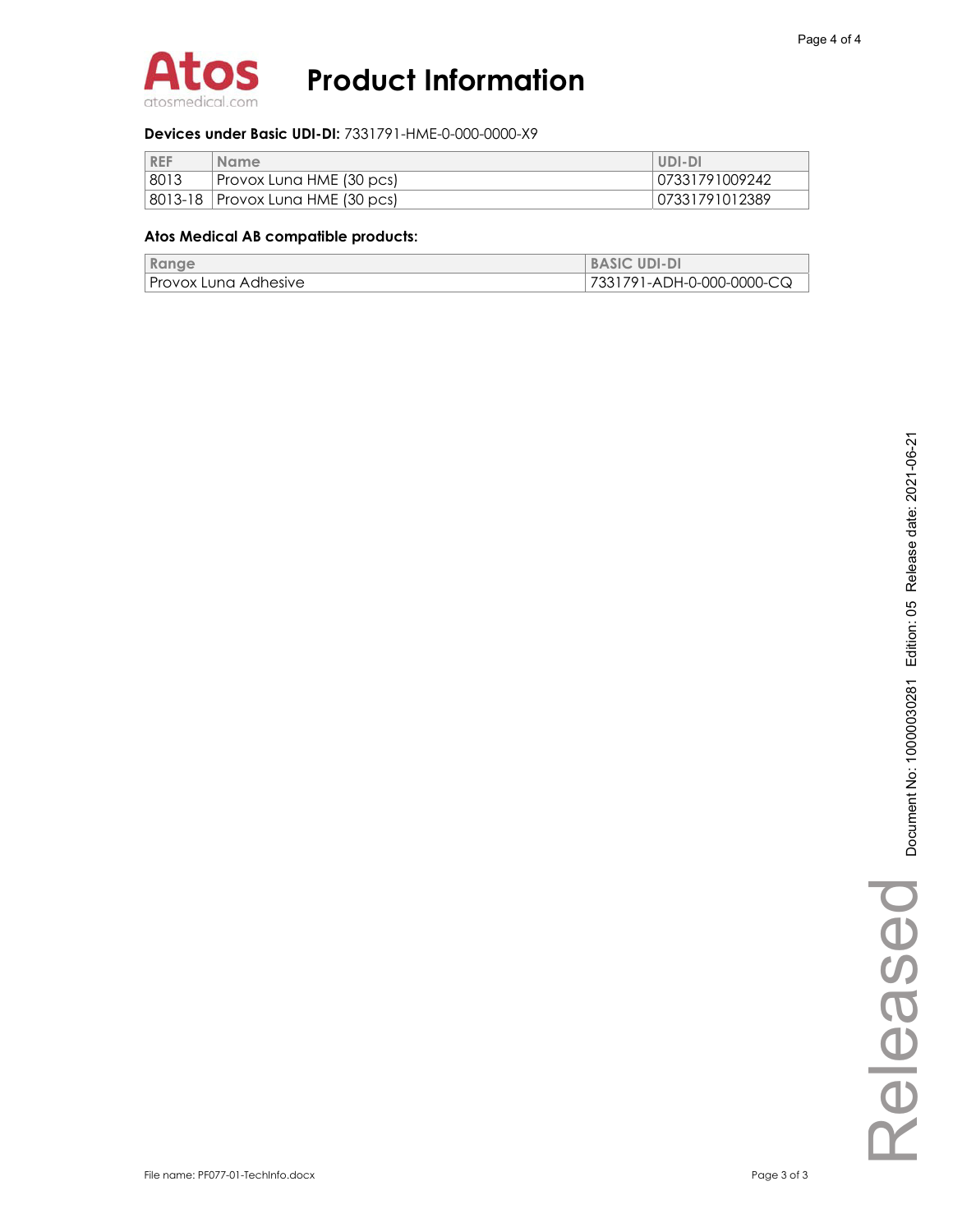# Product Information

**Devices under Basic UDI-DI:** 7331791-HME-0-000-0000-X9

| REF | Name | UDI-DI |
|---|---|---|
| 8013 | Provox Luna HME (30 pcs) | 07331791009242 |
| 8013-18 | Provox Luna HME (30 pcs) | 07331791012389 |

**Atos Medical AB compatible products:**

| Range | BASIC UDI-DI |
|---|---|
| Provox Luna Adhesive | 7331791-ADH-0-000-0000-CQ |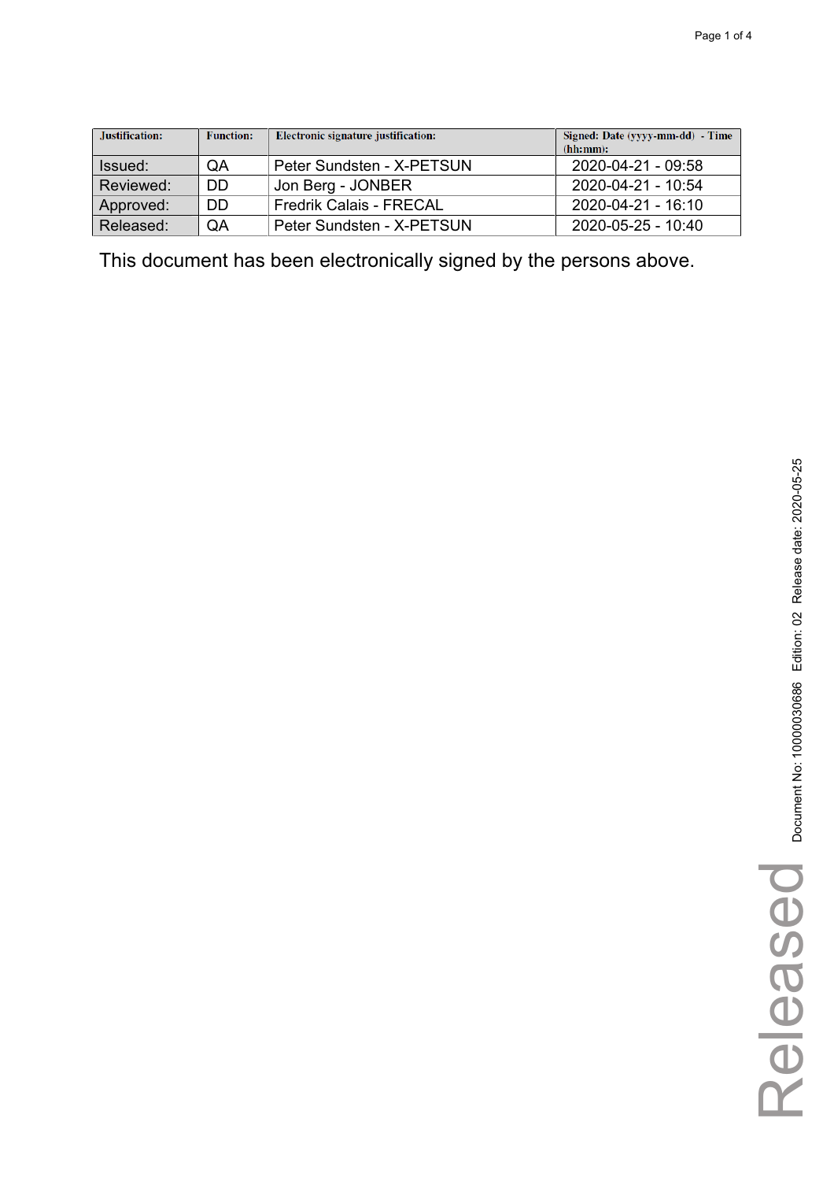| Justification: | Function: | Electronic signature justification: | Signed: Date (yyyy-mm-dd) - Time (hh:mm): |
|---|---|---|---|
| Issued: | QA | Peter Sundsten - X-PETSUN | 2020-04-21 - 09:58 |
| Reviewed: | DD | Jon Berg - JONBER | 2020-04-21 - 10:54 |
| Approved: | DD | Fredrik Calais - FRECAL | 2020-04-21 - 16:10 |
| Released: | QA | Peter Sundsten - X-PETSUN | 2020-05-25 - 10:40 |

This document has been electronically signed by the persons above.

Document No: 10000030686 Edition: 02 Release date: 2020-05-25

Released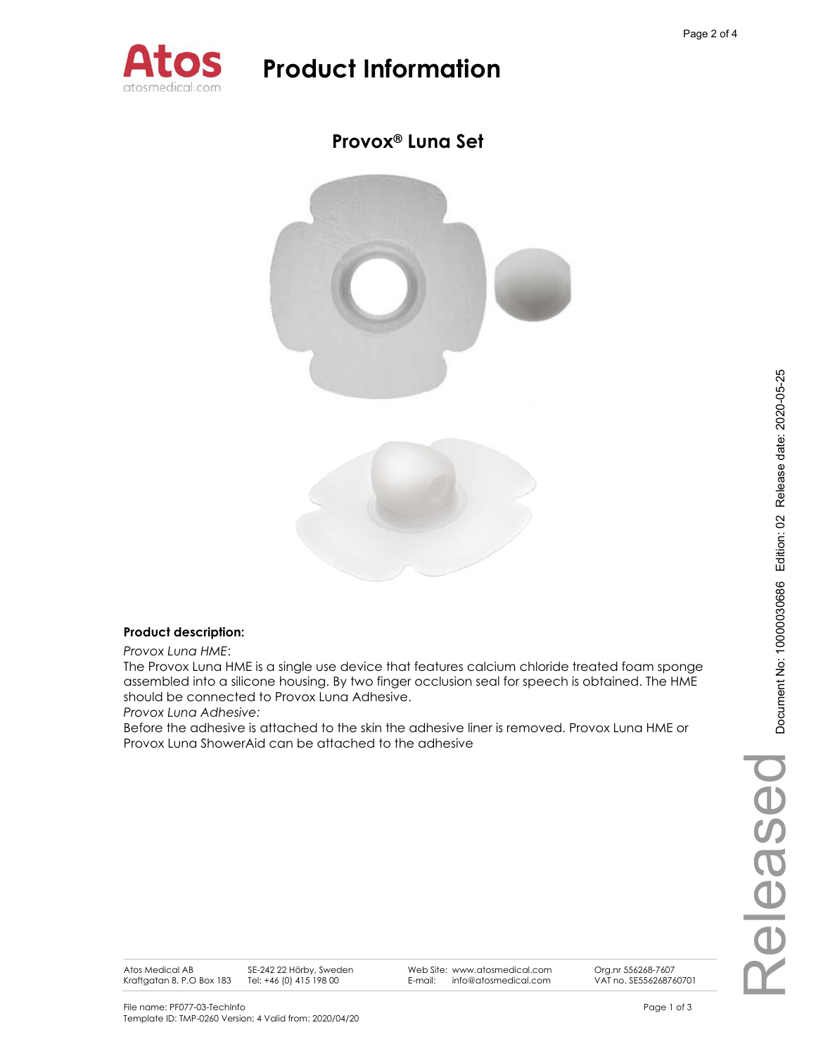# Product Information

## Provox® Luna Set

**Product description:**

*Provox Luna HME*:

The Provox Luna HME is a single use device that features calcium chloride treated foam sponge assembled into a silicone housing. By two finger occlusion seal for speech is obtained. The HME should be connected to Provox Luna Adhesive.

*Provox Luna Adhesive:*

Before the adhesive is attached to the skin the adhesive liner is removed. Provox Luna HME or Provox Luna ShowerAid can be attached to the adhesive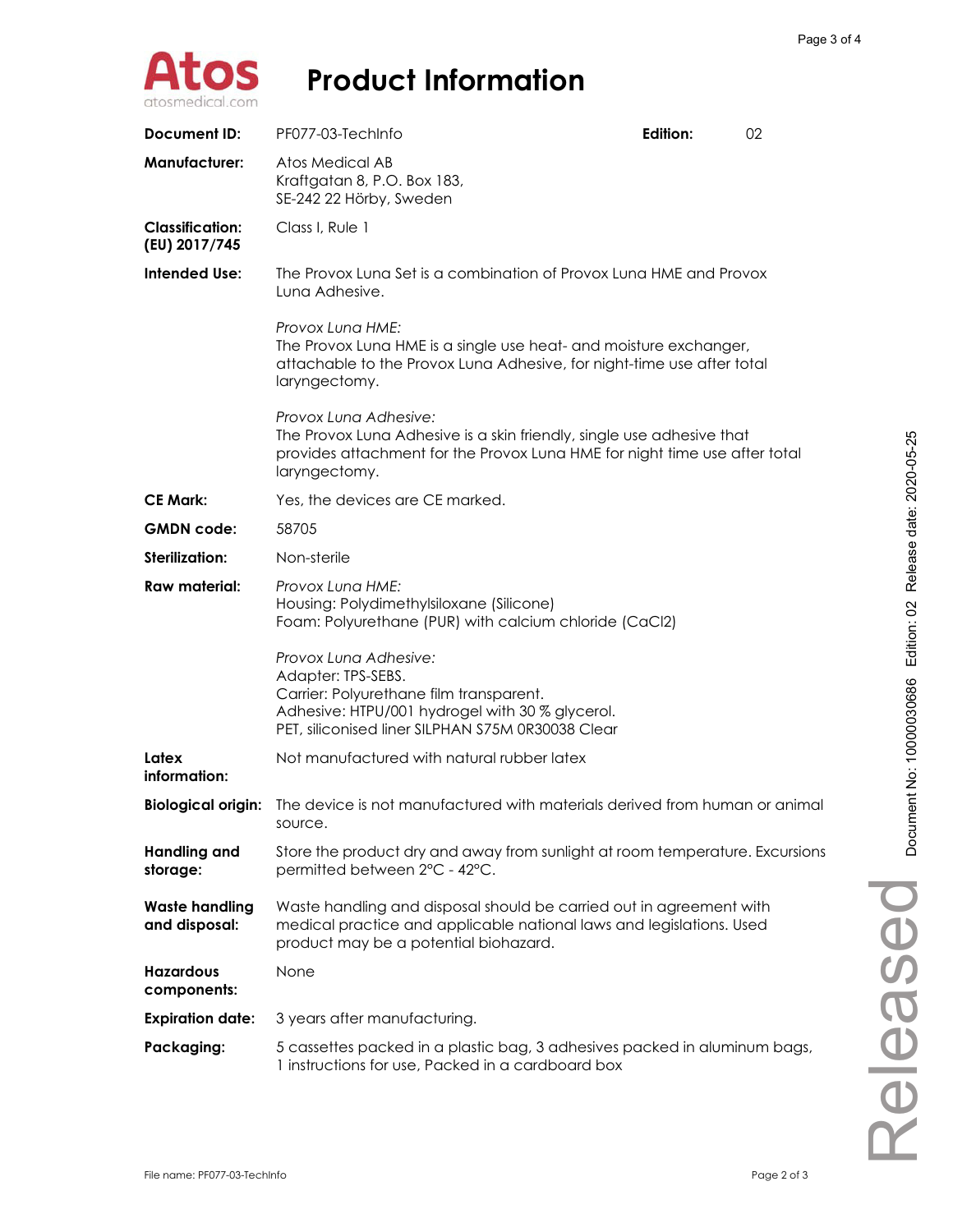# Product Information

| | | | |
|---|---|---|---|
| **Document ID:** | PF077-03-TechInfo | **Edition:** | 02 |
| **Manufacturer:** | Atos Medical AB<br>Kraftgatan 8, P.O. Box 183,<br>SE-242 22 Hörby, Sweden | | |
| **Classification: (EU) 2017/745** | Class I, Rule 1 | | |
| **Intended Use:** | The Provox Luna Set is a combination of Provox Luna HME and Provox Luna Adhesive.<br><br>*Provox Luna HME:*<br>The Provox Luna HME is a single use heat- and moisture exchanger, attachable to the Provox Luna Adhesive, for night-time use after total laryngectomy.<br><br>*Provox Luna Adhesive:*<br>The Provox Luna Adhesive is a skin friendly, single use adhesive that provides attachment for the Provox Luna HME for night time use after total laryngectomy. | | |
| **CE Mark:** | Yes, the devices are CE marked. | | |
| **GMDN code:** | 58705 | | |
| **Sterilization:** | Non-sterile | | |
| **Raw material:** | *Provox Luna HME:*<br>Housing: Polydimethylsiloxane (Silicone)<br>Foam: Polyurethane (PUR) with calcium chloride ($CaCl_2$)<br><br>*Provox Luna Adhesive:*<br>Adapter: TPS-SEBS.<br>Carrier: Polyurethane film transparent.<br>Adhesive: HTPU/001 hydrogel with 30 % glycerol.<br>PET, siliconised liner SILPHAN S75M 0R30038 Clear | | |
| **Latex information:** | Not manufactured with natural rubber latex | | |
| **Biological origin:** | The device is not manufactured with materials derived from human or animal source. | | |
| **Handling and storage:** | Store the product dry and away from sunlight at room temperature. Excursions permitted between 2°C - 42°C. | | |
| **Waste handling and disposal:** | Waste handling and disposal should be carried out in agreement with medical practice and applicable national laws and legislations. Used product may be a potential biohazard. | | |
| **Hazardous components:** | None | | |
| **Expiration date:** | 3 years after manufacturing. | | |
| **Packaging:** | 5 cassettes packed in a plastic bag, 3 adhesives packed in aluminum bags, 1 instructions for use, Packed in a cardboard box | | |

Released — Document No: 10000030686 Edition: 02 Release date: 2020-05-25

File name: PF077-03-TechInfo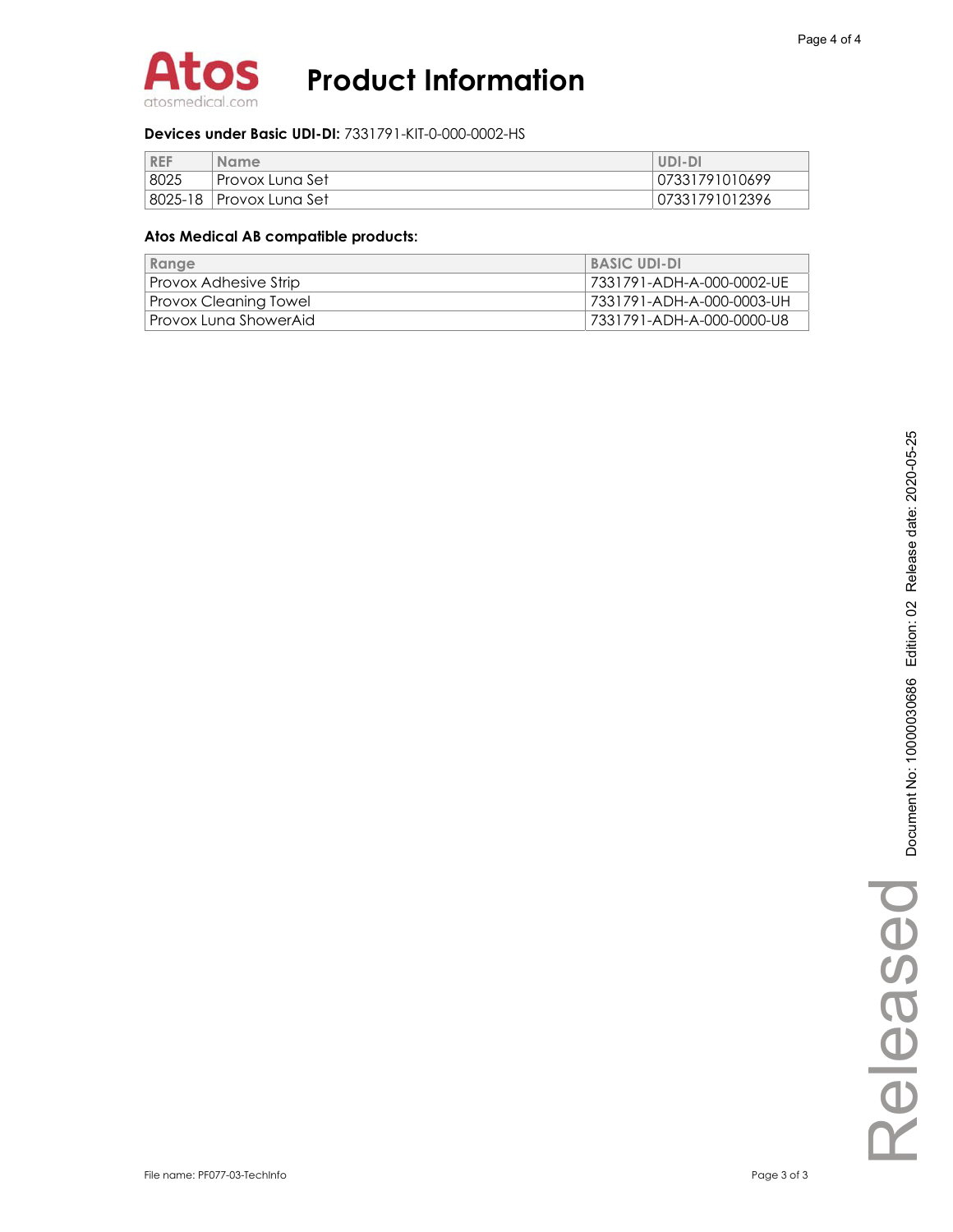# Product Information

**Devices under Basic UDI-DI:** 7331791-KIT-0-000-0002-HS

| REF | Name | UDI-DI |
|---|---|---|
| 8025 | Provox Luna Set | 07331791010699 |
| 8025-18 | Provox Luna Set | 07331791012396 |

**Atos Medical AB compatible products:**

| Range | BASIC UDI-DI |
|---|---|
| Provox Adhesive Strip | 7331791-ADH-A-000-0002-UE |
| Provox Cleaning Towel | 7331791-ADH-A-000-0003-UH |
| Provox Luna ShowerAid | 7331791-ADH-A-000-0000-U8 |